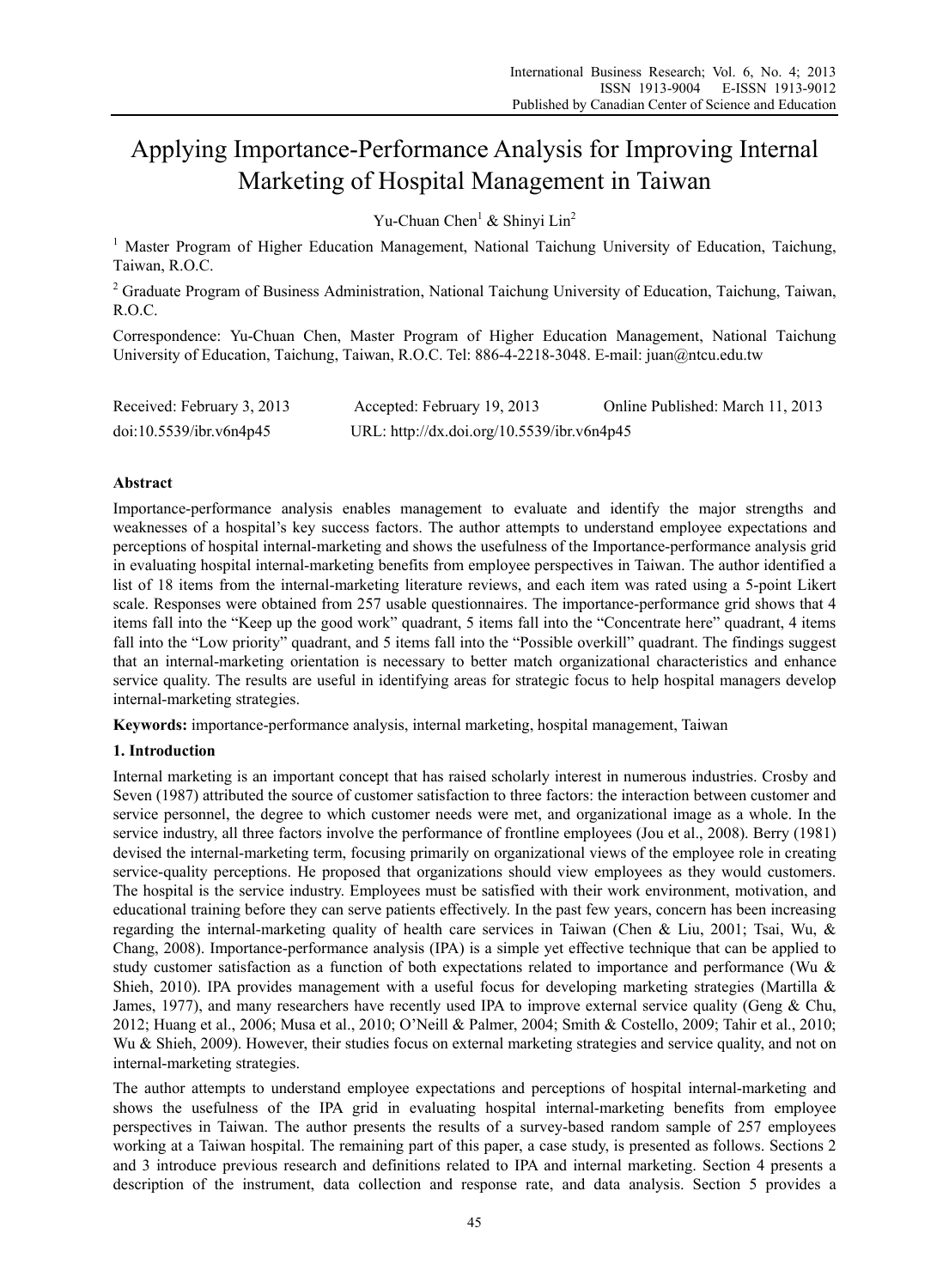# Applying Importance-Performance Analysis for Improving Internal Marketing of Hospital Management in Taiwan

Yu-Chuan Chen[1] & Shinyi Lin[2]

[1] Master Program of Higher Education Management, National Taichung University of Education, Taichung, Taiwan, R.O.C.

[2] Graduate Program of Business Administration, National Taichung University of Education, Taichung, Taiwan, R.O.C.

Correspondence: Yu-Chuan Chen, Master Program of Higher Education Management, National Taichung University of Education, Taichung, Taiwan, R.O.C. Tel: 886-4-2218-3048. E-mail: juan@ntcu.edu.tw

Received: February 3, 2013 Accepted: February 19, 2013 Online Published: March 11, 2013

doi:10.5539/ibr.v6n4p45 URL: http://dx.doi.org/10.5539/ibr.v6n4p45

## Abstract

Importance-performance analysis enables management to evaluate and identify the major strengths and weaknesses of a hospital's key success factors. The author attempts to understand employee expectations and perceptions of hospital internal-marketing and shows the usefulness of the Importance-performance analysis grid in evaluating hospital internal-marketing benefits from employee perspectives in Taiwan. The author identified a list of 18 items from the internal-marketing literature reviews, and each item was rated using a 5-point Likert scale. Responses were obtained from 257 usable questionnaires. The importance-performance grid shows that 4 items fall into the "Keep up the good work" quadrant, 5 items fall into the "Concentrate here" quadrant, 4 items fall into the "Low priority" quadrant, and 5 items fall into the "Possible overkill" quadrant. The findings suggest that an internal-marketing orientation is necessary to better match organizational characteristics and enhance service quality. The results are useful in identifying areas for strategic focus to help hospital managers develop internal-marketing strategies.

**Keywords:** importance-performance analysis, internal marketing, hospital management, Taiwan

## 1. Introduction

Internal marketing is an important concept that has raised scholarly interest in numerous industries. Crosby and Seven (1987) attributed the source of customer satisfaction to three factors: the interaction between customer and service personnel, the degree to which customer needs were met, and organizational image as a whole. In the service industry, all three factors involve the performance of frontline employees (Jou et al., 2008). Berry (1981) devised the internal-marketing term, focusing primarily on organizational views of the employee role in creating service-quality perceptions. He proposed that organizations should view employees as they would customers. The hospital is the service industry. Employees must be satisfied with their work environment, motivation, and educational training before they can serve patients effectively. In the past few years, concern has been increasing regarding the internal-marketing quality of health care services in Taiwan (Chen & Liu, 2001; Tsai, Wu, & Chang, 2008). Importance-performance analysis (IPA) is a simple yet effective technique that can be applied to study customer satisfaction as a function of both expectations related to importance and performance (Wu & Shieh, 2010). IPA provides management with a useful focus for developing marketing strategies (Martilla & James, 1977), and many researchers have recently used IPA to improve external service quality (Geng & Chu, 2012; Huang et al., 2006; Musa et al., 2010; O'Neill & Palmer, 2004; Smith & Costello, 2009; Tahir et al., 2010; Wu & Shieh, 2009). However, their studies focus on external marketing strategies and service quality, and not on internal-marketing strategies.

The author attempts to understand employee expectations and perceptions of hospital internal-marketing and shows the usefulness of the IPA grid in evaluating hospital internal-marketing benefits from employee perspectives in Taiwan. The author presents the results of a survey-based random sample of 257 employees working at a Taiwan hospital. The remaining part of this paper, a case study, is presented as follows. Sections 2 and 3 introduce previous research and definitions related to IPA and internal marketing. Section 4 presents a description of the instrument, data collection and response rate, and data analysis. Section 5 provides a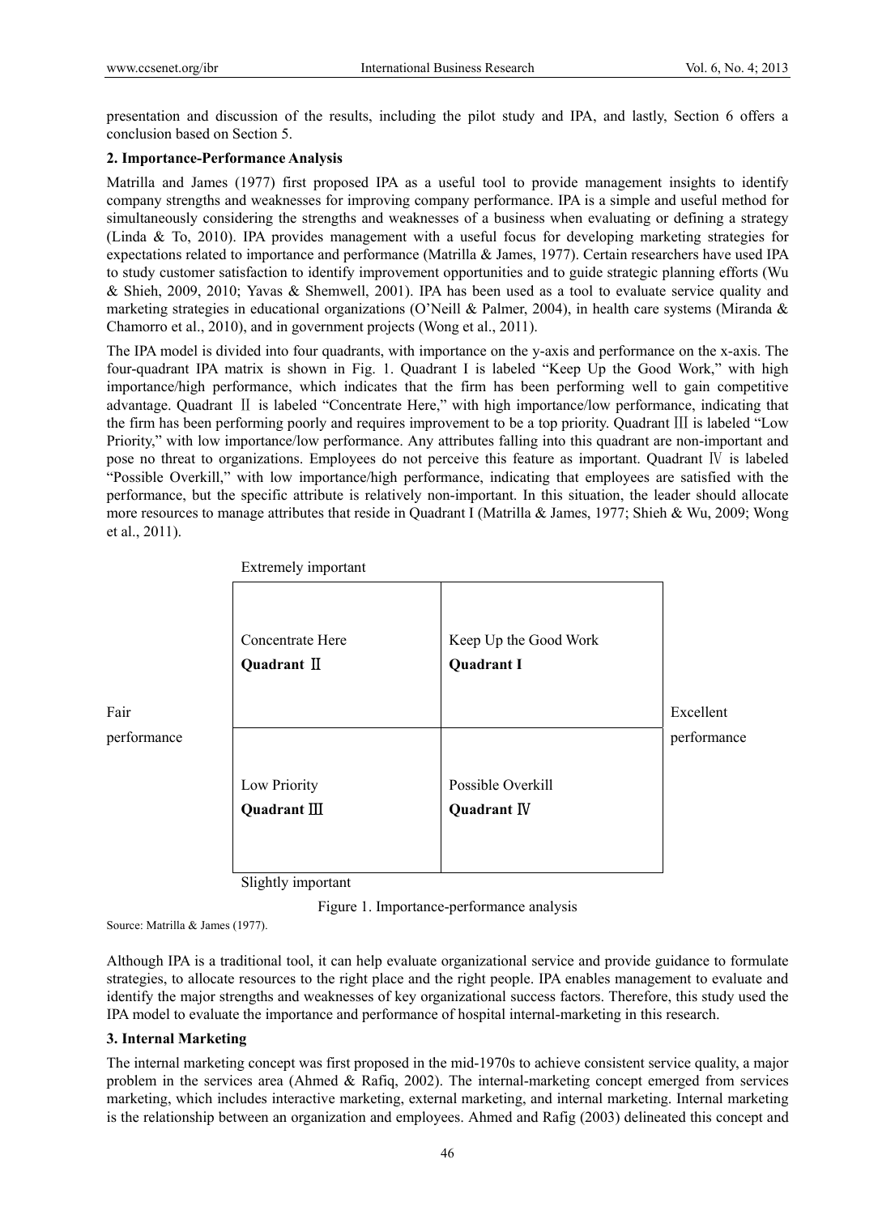presentation and discussion of the results, including the pilot study and IPA, and lastly, Section 6 offers a conclusion based on Section 5.

## 2. Importance-Performance Analysis

Matrilla and James (1977) first proposed IPA as a useful tool to provide management insights to identify company strengths and weaknesses for improving company performance. IPA is a simple and useful method for simultaneously considering the strengths and weaknesses of a business when evaluating or defining a strategy (Linda & To, 2010). IPA provides management with a useful focus for developing marketing strategies for expectations related to importance and performance (Matrilla & James, 1977). Certain researchers have used IPA to study customer satisfaction to identify improvement opportunities and to guide strategic planning efforts (Wu & Shieh, 2009, 2010; Yavas & Shemwell, 2001). IPA has been used as a tool to evaluate service quality and marketing strategies in educational organizations (O'Neill & Palmer, 2004), in health care systems (Miranda & Chamorro et al., 2010), and in government projects (Wong et al., 2011).

The IPA model is divided into four quadrants, with importance on the y-axis and performance on the x-axis. The four-quadrant IPA matrix is shown in Fig. 1. Quadrant I is labeled "Keep Up the Good Work," with high importance/high performance, which indicates that the firm has been performing well to gain competitive advantage. Quadrant Ⅱ is labeled "Concentrate Here," with high importance/low performance, indicating that the firm has been performing poorly and requires improvement to be a top priority. Quadrant Ⅲ is labeled "Low Priority," with low importance/low performance. Any attributes falling into this quadrant are non-important and pose no threat to organizations. Employees do not perceive this feature as important. Quadrant Ⅳ is labeled "Possible Overkill," with low importance/high performance, indicating that employees are satisfied with the performance, but the specific attribute is relatively non-important. In this situation, the leader should allocate more resources to manage attributes that reside in Quadrant I (Matrilla & James, 1977; Shieh & Wu, 2009; Wong et al., 2011).

| | Extremely important | | |
|---|---|---|---|
| Fair performance | Concentrate Here **Quadrant Ⅱ** | Keep Up the Good Work **Quadrant I** | Excellent performance |
| | Low Priority **Quadrant Ⅲ** | Possible Overkill **Quadrant Ⅳ** | |
| | Slightly important | | |

Figure 1. Importance-performance analysis

Source: Matrilla & James (1977).

Although IPA is a traditional tool, it can help evaluate organizational service and provide guidance to formulate strategies, to allocate resources to the right place and the right people. IPA enables management to evaluate and identify the major strengths and weaknesses of key organizational success factors. Therefore, this study used the IPA model to evaluate the importance and performance of hospital internal-marketing in this research.

## 3. Internal Marketing

The internal marketing concept was first proposed in the mid-1970s to achieve consistent service quality, a major problem in the services area (Ahmed & Rafiq, 2002). The internal-marketing concept emerged from services marketing, which includes interactive marketing, external marketing, and internal marketing. Internal marketing is the relationship between an organization and employees. Ahmed and Rafig (2003) delineated this concept and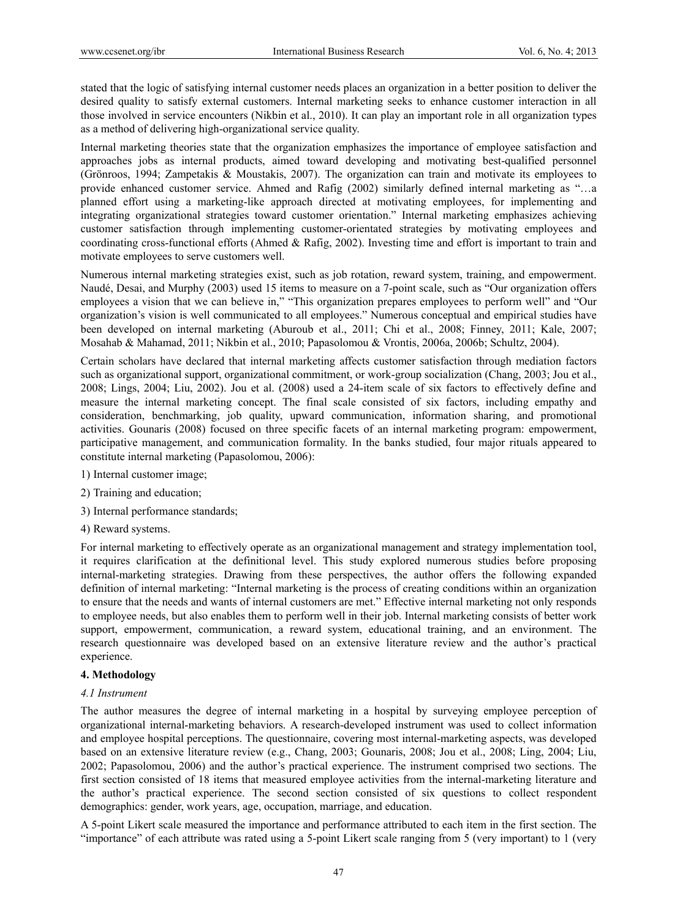stated that the logic of satisfying internal customer needs places an organization in a better position to deliver the desired quality to satisfy external customers. Internal marketing seeks to enhance customer interaction in all those involved in service encounters (Nikbin et al., 2010). It can play an important role in all organization types as a method of delivering high-organizational service quality.

Internal marketing theories state that the organization emphasizes the importance of employee satisfaction and approaches jobs as internal products, aimed toward developing and motivating best-qualified personnel (Grönroos, 1994; Zampetakis & Moustakis, 2007). The organization can train and motivate its employees to provide enhanced customer service. Ahmed and Rafig (2002) similarly defined internal marketing as "…a planned effort using a marketing-like approach directed at motivating employees, for implementing and integrating organizational strategies toward customer orientation." Internal marketing emphasizes achieving customer satisfaction through implementing customer-orientated strategies by motivating employees and coordinating cross-functional efforts (Ahmed & Rafig, 2002). Investing time and effort is important to train and motivate employees to serve customers well.

Numerous internal marketing strategies exist, such as job rotation, reward system, training, and empowerment. Naudé, Desai, and Murphy (2003) used 15 items to measure on a 7-point scale, such as "Our organization offers employees a vision that we can believe in," "This organization prepares employees to perform well" and "Our organization's vision is well communicated to all employees." Numerous conceptual and empirical studies have been developed on internal marketing (Aburoub et al., 2011; Chi et al., 2008; Finney, 2011; Kale, 2007; Mosahab & Mahamad, 2011; Nikbin et al., 2010; Papasolomou & Vrontis, 2006a, 2006b; Schultz, 2004).

Certain scholars have declared that internal marketing affects customer satisfaction through mediation factors such as organizational support, organizational commitment, or work-group socialization (Chang, 2003; Jou et al., 2008; Lings, 2004; Liu, 2002). Jou et al. (2008) used a 24-item scale of six factors to effectively define and measure the internal marketing concept. The final scale consisted of six factors, including empathy and consideration, benchmarking, job quality, upward communication, information sharing, and promotional activities. Gounaris (2008) focused on three specific facets of an internal marketing program: empowerment, participative management, and communication formality. In the banks studied, four major rituals appeared to constitute internal marketing (Papasolomou, 2006):

1) Internal customer image;

2) Training and education;

3) Internal performance standards;

4) Reward systems.

For internal marketing to effectively operate as an organizational management and strategy implementation tool, it requires clarification at the definitional level. This study explored numerous studies before proposing internal-marketing strategies. Drawing from these perspectives, the author offers the following expanded definition of internal marketing: "Internal marketing is the process of creating conditions within an organization to ensure that the needs and wants of internal customers are met." Effective internal marketing not only responds to employee needs, but also enables them to perform well in their job. Internal marketing consists of better work support, empowerment, communication, a reward system, educational training, and an environment. The research questionnaire was developed based on an extensive literature review and the author's practical experience.

## 4. Methodology

### *4.1 Instrument*

The author measures the degree of internal marketing in a hospital by surveying employee perception of organizational internal-marketing behaviors. A research-developed instrument was used to collect information and employee hospital perceptions. The questionnaire, covering most internal-marketing aspects, was developed based on an extensive literature review (e.g., Chang, 2003; Gounaris, 2008; Jou et al., 2008; Ling, 2004; Liu, 2002; Papasolomou, 2006) and the author's practical experience. The instrument comprised two sections. The first section consisted of 18 items that measured employee activities from the internal-marketing literature and the author's practical experience. The second section consisted of six questions to collect respondent demographics: gender, work years, age, occupation, marriage, and education.

A 5-point Likert scale measured the importance and performance attributed to each item in the first section. The "importance" of each attribute was rated using a 5-point Likert scale ranging from 5 (very important) to 1 (very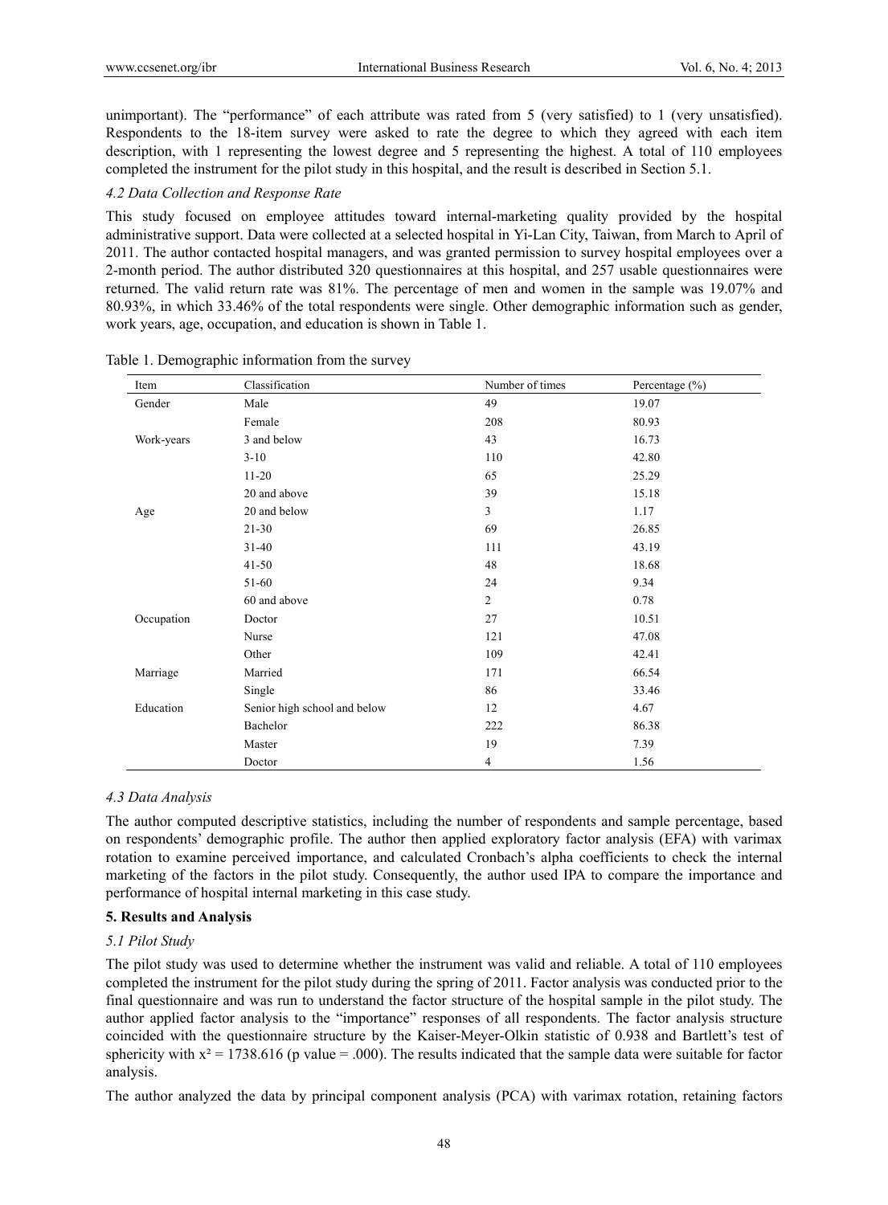unimportant). The "performance" of each attribute was rated from 5 (very satisfied) to 1 (very unsatisfied). Respondents to the 18-item survey were asked to rate the degree to which they agreed with each item description, with 1 representing the lowest degree and 5 representing the highest. A total of 110 employees completed the instrument for the pilot study in this hospital, and the result is described in Section 5.1.

### *4.2 Data Collection and Response Rate*

This study focused on employee attitudes toward internal-marketing quality provided by the hospital administrative support. Data were collected at a selected hospital in Yi-Lan City, Taiwan, from March to April of 2011. The author contacted hospital managers, and was granted permission to survey hospital employees over a 2-month period. The author distributed 320 questionnaires at this hospital, and 257 usable questionnaires were returned. The valid return rate was 81%. The percentage of men and women in the sample was 19.07% and 80.93%, in which 33.46% of the total respondents were single. Other demographic information such as gender, work years, age, occupation, and education is shown in Table 1.

Table 1. Demographic information from the survey

| Item | Classification | Number of times | Percentage (%) |
|---|---|---|---|
| Gender | Male | 49 | 19.07 |
| | Female | 208 | 80.93 |
| Work-years | 3 and below | 43 | 16.73 |
| | 3-10 | 110 | 42.80 |
| | 11-20 | 65 | 25.29 |
| | 20 and above | 39 | 15.18 |
| Age | 20 and below | 3 | 1.17 |
| | 21-30 | 69 | 26.85 |
| | 31-40 | 111 | 43.19 |
| | 41-50 | 48 | 18.68 |
| | 51-60 | 24 | 9.34 |
| | 60 and above | 2 | 0.78 |
| Occupation | Doctor | 27 | 10.51 |
| | Nurse | 121 | 47.08 |
| | Other | 109 | 42.41 |
| Marriage | Married | 171 | 66.54 |
| | Single | 86 | 33.46 |
| Education | Senior high school and below | 12 | 4.67 |
| | Bachelor | 222 | 86.38 |
| | Master | 19 | 7.39 |
| | Doctor | 4 | 1.56 |

### *4.3 Data Analysis*

The author computed descriptive statistics, including the number of respondents and sample percentage, based on respondents' demographic profile. The author then applied exploratory factor analysis (EFA) with varimax rotation to examine perceived importance, and calculated Cronbach's alpha coefficients to check the internal marketing of the factors in the pilot study. Consequently, the author used IPA to compare the importance and performance of hospital internal marketing in this case study.

## 5. Results and Analysis

### *5.1 Pilot Study*

The pilot study was used to determine whether the instrument was valid and reliable. A total of 110 employees completed the instrument for the pilot study during the spring of 2011. Factor analysis was conducted prior to the final questionnaire and was run to understand the factor structure of the hospital sample in the pilot study. The author applied factor analysis to the "importance" responses of all respondents. The factor analysis structure coincided with the questionnaire structure by the Kaiser-Meyer-Olkin statistic of 0.938 and Bartlett's test of sphericity with $x^2 = 1738.616$ (p value = .000). The results indicated that the sample data were suitable for factor analysis.

The author analyzed the data by principal component analysis (PCA) with varimax rotation, retaining factors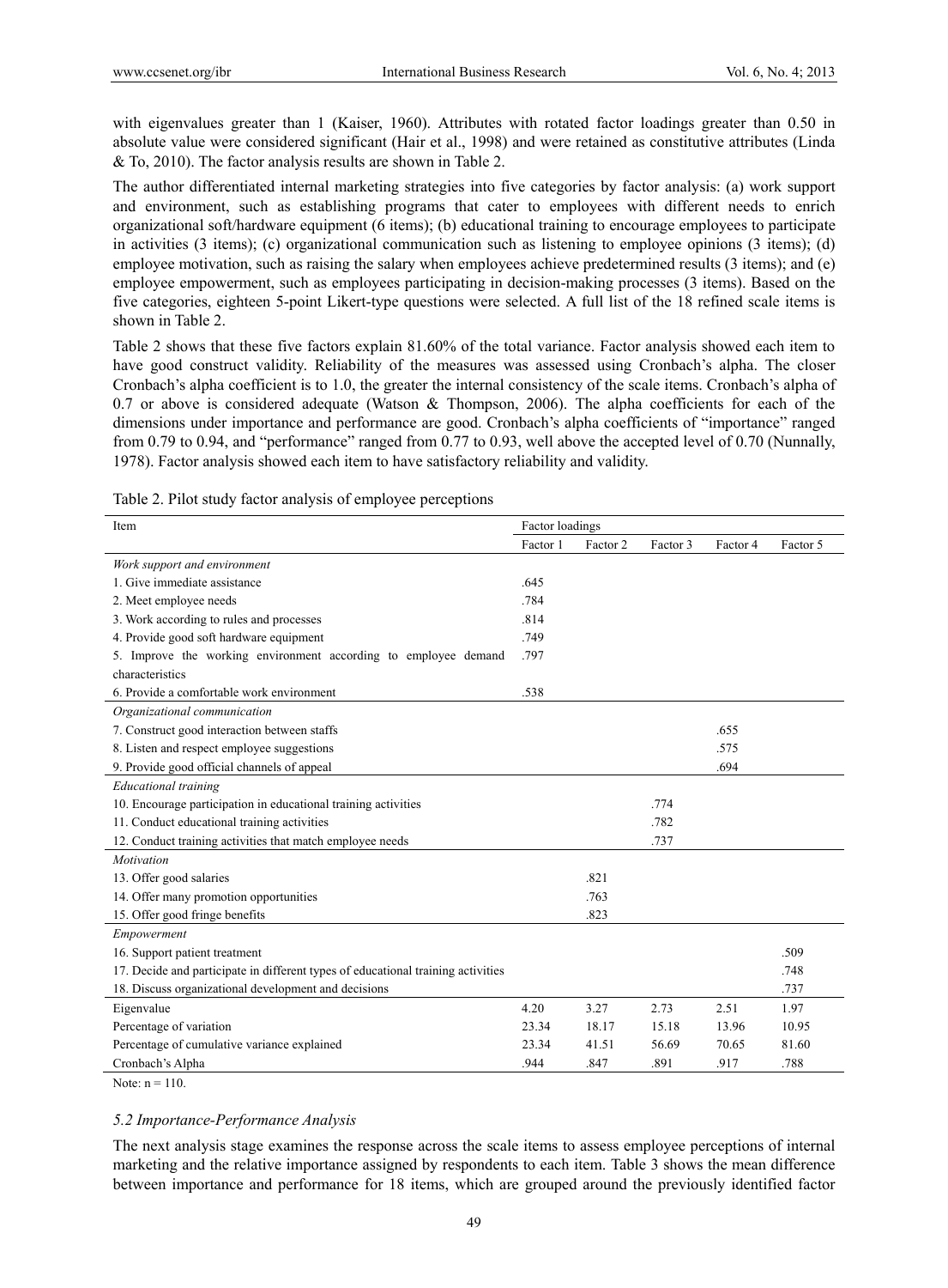with eigenvalues greater than 1 (Kaiser, 1960). Attributes with rotated factor loadings greater than 0.50 in absolute value were considered significant (Hair et al., 1998) and were retained as constitutive attributes (Linda & To, 2010). The factor analysis results are shown in Table 2.

The author differentiated internal marketing strategies into five categories by factor analysis: (a) work support and environment, such as establishing programs that cater to employees with different needs to enrich organizational soft/hardware equipment (6 items); (b) educational training to encourage employees to participate in activities (3 items); (c) organizational communication such as listening to employee opinions (3 items); (d) employee motivation, such as raising the salary when employees achieve predetermined results (3 items); and (e) employee empowerment, such as employees participating in decision-making processes (3 items). Based on the five categories, eighteen 5-point Likert-type questions were selected. A full list of the 18 refined scale items is shown in Table 2.

Table 2 shows that these five factors explain 81.60% of the total variance. Factor analysis showed each item to have good construct validity. Reliability of the measures was assessed using Cronbach's alpha. The closer Cronbach's alpha coefficient is to 1.0, the greater the internal consistency of the scale items. Cronbach's alpha of 0.7 or above is considered adequate (Watson & Thompson, 2006). The alpha coefficients for each of the dimensions under importance and performance are good. Cronbach's alpha coefficients of "importance" ranged from 0.79 to 0.94, and "performance" ranged from 0.77 to 0.93, well above the accepted level of 0.70 (Nunnally, 1978). Factor analysis showed each item to have satisfactory reliability and validity.

Table 2. Pilot study factor analysis of employee perceptions

| Item | Factor loadings | | | | |
|---|---|---|---|---|---|
| | Factor 1 | Factor 2 | Factor 3 | Factor 4 | Factor 5 |
| *Work support and environment* | | | | | |
| 1. Give immediate assistance | .645 | | | | |
| 2. Meet employee needs | .784 | | | | |
| 3. Work according to rules and processes | .814 | | | | |
| 4. Provide good soft hardware equipment | .749 | | | | |
| 5. Improve the working environment according to employee demand characteristics | .797 | | | | |
| 6. Provide a comfortable work environment | .538 | | | | |
| *Organizational communication* | | | | | |
| 7. Construct good interaction between staffs | | | | .655 | |
| 8. Listen and respect employee suggestions | | | | .575 | |
| 9. Provide good official channels of appeal | | | | .694 | |
| *Educational training* | | | | | |
| 10. Encourage participation in educational training activities | | | .774 | | |
| 11. Conduct educational training activities | | | .782 | | |
| 12. Conduct training activities that match employee needs | | | .737 | | |
| *Motivation* | | | | | |
| 13. Offer good salaries | | .821 | | | |
| 14. Offer many promotion opportunities | | .763 | | | |
| 15. Offer good fringe benefits | | .823 | | | |
| *Empowerment* | | | | | |
| 16. Support patient treatment | | | | | .509 |
| 17. Decide and participate in different types of educational training activities | | | | | .748 |
| 18. Discuss organizational development and decisions | | | | | .737 |
| Eigenvalue | 4.20 | 3.27 | 2.73 | 2.51 | 1.97 |
| Percentage of variation | 23.34 | 18.17 | 15.18 | 13.96 | 10.95 |
| Percentage of cumulative variance explained | 23.34 | 41.51 | 56.69 | 70.65 | 81.60 |
| Cronbach's Alpha | .944 | .847 | .891 | .917 | .788 |

Note: n = 110.

### 5.2 Importance-Performance Analysis

The next analysis stage examines the response across the scale items to assess employee perceptions of internal marketing and the relative importance assigned by respondents to each item. Table 3 shows the mean difference between importance and performance for 18 items, which are grouped around the previously identified factor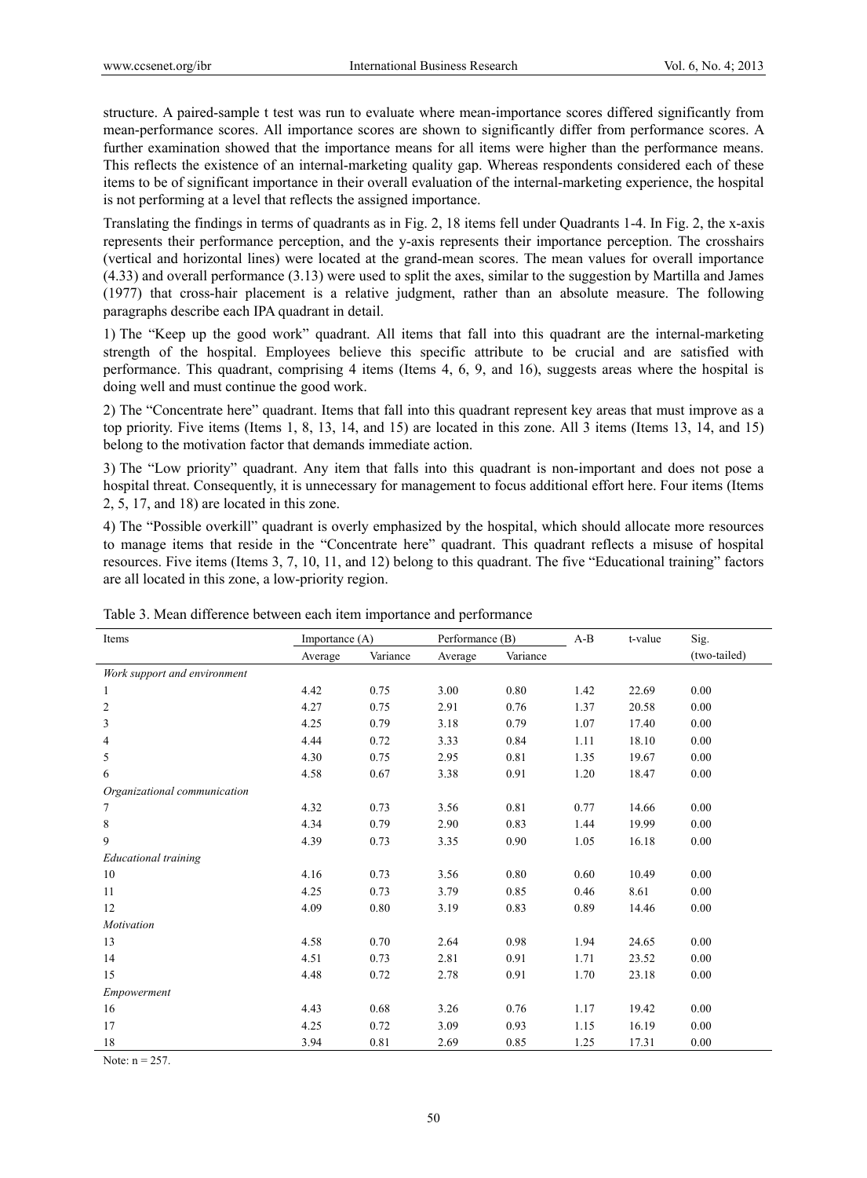structure. A paired-sample t test was run to evaluate where mean-importance scores differed significantly from mean-performance scores. All importance scores are shown to significantly differ from performance scores. A further examination showed that the importance means for all items were higher than the performance means. This reflects the existence of an internal-marketing quality gap. Whereas respondents considered each of these items to be of significant importance in their overall evaluation of the internal-marketing experience, the hospital is not performing at a level that reflects the assigned importance.

Translating the findings in terms of quadrants as in Fig. 2, 18 items fell under Quadrants 1-4. In Fig. 2, the x-axis represents their performance perception, and the y-axis represents their importance perception. The crosshairs (vertical and horizontal lines) were located at the grand-mean scores. The mean values for overall importance (4.33) and overall performance (3.13) were used to split the axes, similar to the suggestion by Martilla and James (1977) that cross-hair placement is a relative judgment, rather than an absolute measure. The following paragraphs describe each IPA quadrant in detail.

1) The "Keep up the good work" quadrant. All items that fall into this quadrant are the internal-marketing strength of the hospital. Employees believe this specific attribute to be crucial and are satisfied with performance. This quadrant, comprising 4 items (Items 4, 6, 9, and 16), suggests areas where the hospital is doing well and must continue the good work.

2) The "Concentrate here" quadrant. Items that fall into this quadrant represent key areas that must improve as a top priority. Five items (Items 1, 8, 13, 14, and 15) are located in this zone. All 3 items (Items 13, 14, and 15) belong to the motivation factor that demands immediate action.

3) The "Low priority" quadrant. Any item that falls into this quadrant is non-important and does not pose a hospital threat. Consequently, it is unnecessary for management to focus additional effort here. Four items (Items 2, 5, 17, and 18) are located in this zone.

4) The "Possible overkill" quadrant is overly emphasized by the hospital, which should allocate more resources to manage items that reside in the "Concentrate here" quadrant. This quadrant reflects a misuse of hospital resources. Five items (Items 3, 7, 10, 11, and 12) belong to this quadrant. The five "Educational training" factors are all located in this zone, a low-priority region.

Table 3. Mean difference between each item importance and performance

| Items | Importance (A) | | Performance (B) | | A-B | t-value | Sig. |
|---|---|---|---|---|---|---|---|
| | Average | Variance | Average | Variance | | | (two-tailed) |
| *Work support and environment* | | | | | | | |
| 1 | 4.42 | 0.75 | 3.00 | 0.80 | 1.42 | 22.69 | 0.00 |
| 2 | 4.27 | 0.75 | 2.91 | 0.76 | 1.37 | 20.58 | 0.00 |
| 3 | 4.25 | 0.79 | 3.18 | 0.79 | 1.07 | 17.40 | 0.00 |
| 4 | 4.44 | 0.72 | 3.33 | 0.84 | 1.11 | 18.10 | 0.00 |
| 5 | 4.30 | 0.75 | 2.95 | 0.81 | 1.35 | 19.67 | 0.00 |
| 6 | 4.58 | 0.67 | 3.38 | 0.91 | 1.20 | 18.47 | 0.00 |
| *Organizational communication* | | | | | | | |
| 7 | 4.32 | 0.73 | 3.56 | 0.81 | 0.77 | 14.66 | 0.00 |
| 8 | 4.34 | 0.79 | 2.90 | 0.83 | 1.44 | 19.99 | 0.00 |
| 9 | 4.39 | 0.73 | 3.35 | 0.90 | 1.05 | 16.18 | 0.00 |
| *Educational training* | | | | | | | |
| 10 | 4.16 | 0.73 | 3.56 | 0.80 | 0.60 | 10.49 | 0.00 |
| 11 | 4.25 | 0.73 | 3.79 | 0.85 | 0.46 | 8.61 | 0.00 |
| 12 | 4.09 | 0.80 | 3.19 | 0.83 | 0.89 | 14.46 | 0.00 |
| *Motivation* | | | | | | | |
| 13 | 4.58 | 0.70 | 2.64 | 0.98 | 1.94 | 24.65 | 0.00 |
| 14 | 4.51 | 0.73 | 2.81 | 0.91 | 1.71 | 23.52 | 0.00 |
| 15 | 4.48 | 0.72 | 2.78 | 0.91 | 1.70 | 23.18 | 0.00 |
| *Empowerment* | | | | | | | |
| 16 | 4.43 | 0.68 | 3.26 | 0.76 | 1.17 | 19.42 | 0.00 |
| 17 | 4.25 | 0.72 | 3.09 | 0.93 | 1.15 | 16.19 | 0.00 |
| 18 | 3.94 | 0.81 | 2.69 | 0.85 | 1.25 | 17.31 | 0.00 |

Note: n = 257.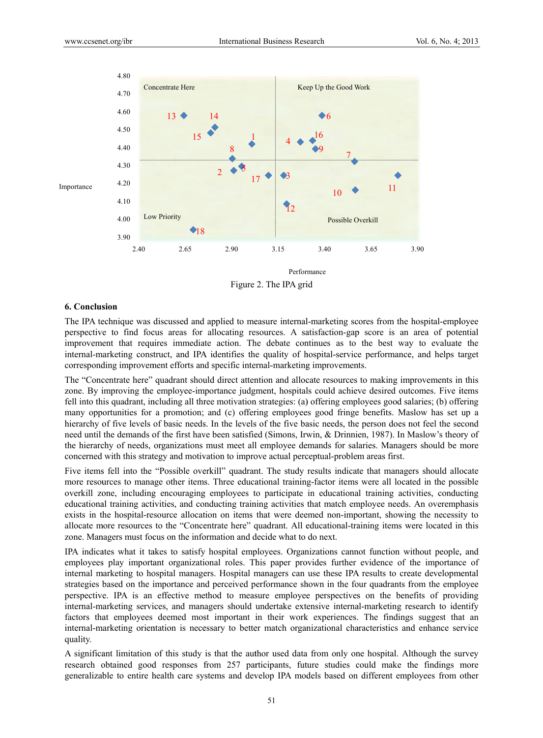Figure 2. The IPA grid

## 6. Conclusion

The IPA technique was discussed and applied to measure internal-marketing scores from the hospital-employee perspective to find focus areas for allocating resources. A satisfaction-gap score is an area of potential improvement that requires immediate action. The debate continues as to the best way to evaluate the internal-marketing construct, and IPA identifies the quality of hospital-service performance, and helps target corresponding improvement efforts and specific internal-marketing improvements.

The "Concentrate here" quadrant should direct attention and allocate resources to making improvements in this zone. By improving the employee-importance judgment, hospitals could achieve desired outcomes. Five items fell into this quadrant, including all three motivation strategies: (a) offering employees good salaries; (b) offering many opportunities for a promotion; and (c) offering employees good fringe benefits. Maslow has set up a hierarchy of five levels of basic needs. In the levels of the five basic needs, the person does not feel the second need until the demands of the first have been satisfied (Simons, Irwin, & Drinnien, 1987). In Maslow's theory of the hierarchy of needs, organizations must meet all employee demands for salaries. Managers should be more concerned with this strategy and motivation to improve actual perceptual-problem areas first.

Five items fell into the "Possible overkill" quadrant. The study results indicate that managers should allocate more resources to manage other items. Three educational training-factor items were all located in the possible overkill zone, including encouraging employees to participate in educational training activities, conducting educational training activities, and conducting training activities that match employee needs. An overemphasis exists in the hospital-resource allocation on items that were deemed non-important, showing the necessity to allocate more resources to the "Concentrate here" quadrant. All educational-training items were located in this zone. Managers must focus on the information and decide what to do next.

IPA indicates what it takes to satisfy hospital employees. Organizations cannot function without people, and employees play important organizational roles. This paper provides further evidence of the importance of internal marketing to hospital managers. Hospital managers can use these IPA results to create developmental strategies based on the importance and perceived performance shown in the four quadrants from the employee perspective. IPA is an effective method to measure employee perspectives on the benefits of providing internal-marketing services, and managers should undertake extensive internal-marketing research to identify factors that employees deemed most important in their work experiences. The findings suggest that an internal-marketing orientation is necessary to better match organizational characteristics and enhance service quality.

A significant limitation of this study is that the author used data from only one hospital. Although the survey research obtained good responses from 257 participants, future studies could make the findings more generalizable to entire health care systems and develop IPA models based on different employees from other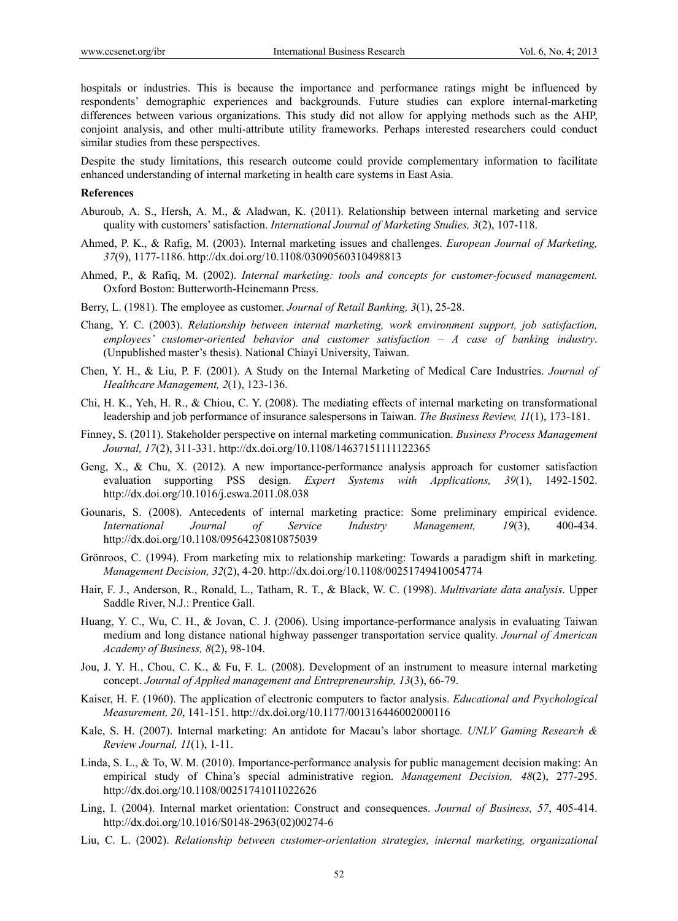hospitals or industries. This is because the importance and performance ratings might be influenced by respondents' demographic experiences and backgrounds. Future studies can explore internal-marketing differences between various organizations. This study did not allow for applying methods such as the AHP, conjoint analysis, and other multi-attribute utility frameworks. Perhaps interested researchers could conduct similar studies from these perspectives.

Despite the study limitations, this research outcome could provide complementary information to facilitate enhanced understanding of internal marketing in health care systems in East Asia.

**References**

Aburoub, A. S., Hersh, A. M., & Aladwan, K. (2011). Relationship between internal marketing and service quality with customers' satisfaction. *International Journal of Marketing Studies, 3*(2), 107-118.

Ahmed, P. K., & Rafig, M. (2003). Internal marketing issues and challenges. *European Journal of Marketing, 37*(9), 1177-1186. http://dx.doi.org/10.1108/03090560310498813

Ahmed, P., & Rafiq, M. (2002). *Internal marketing: tools and concepts for customer-focused management.* Oxford Boston: Butterworth-Heinemann Press.

Berry, L. (1981). The employee as customer. *Journal of Retail Banking, 3*(1), 25-28.

Chang, Y. C. (2003). *Relationship between internal marketing, work environment support, job satisfaction, employees' customer-oriented behavior and customer satisfaction – A case of banking industry*. (Unpublished master's thesis). National Chiayi University, Taiwan.

Chen, Y. H., & Liu, P. F. (2001). A Study on the Internal Marketing of Medical Care Industries. *Journal of Healthcare Management, 2*(1), 123-136.

Chi, H. K., Yeh, H. R., & Chiou, C. Y. (2008). The mediating effects of internal marketing on transformational leadership and job performance of insurance salespersons in Taiwan. *The Business Review, 11*(1), 173-181.

Finney, S. (2011). Stakeholder perspective on internal marketing communication. *Business Process Management Journal, 17*(2), 311-331. http://dx.doi.org/10.1108/14637151111122365

Geng, X., & Chu, X. (2012). A new importance-performance analysis approach for customer satisfaction evaluation supporting PSS design. *Expert Systems with Applications, 39*(1), 1492-1502. http://dx.doi.org/10.1016/j.eswa.2011.08.038

Gounaris, S. (2008). Antecedents of internal marketing practice: Some preliminary empirical evidence. *International Journal of Service Industry Management, 19*(3), 400-434. http://dx.doi.org/10.1108/09564230810875039

Grönroos, C. (1994). From marketing mix to relationship marketing: Towards a paradigm shift in marketing. *Management Decision, 32*(2), 4-20. http://dx.doi.org/10.1108/00251749410054774

Hair, F. J., Anderson, R., Ronald, L., Tatham, R. T., & Black, W. C. (1998). *Multivariate data analysis*. Upper Saddle River, N.J.: Prentice Gall.

Huang, Y. C., Wu, C. H., & Jovan, C. J. (2006). Using importance-performance analysis in evaluating Taiwan medium and long distance national highway passenger transportation service quality. *Journal of American Academy of Business, 8*(2), 98-104.

Jou, J. Y. H., Chou, C. K., & Fu, F. L. (2008). Development of an instrument to measure internal marketing concept. *Journal of Applied management and Entrepreneurship, 13*(3), 66-79.

Kaiser, H. F. (1960). The application of electronic computers to factor analysis. *Educational and Psychological Measurement, 20*, 141-151. http://dx.doi.org/10.1177/001316446002000116

Kale, S. H. (2007). Internal marketing: An antidote for Macau's labor shortage. *UNLV Gaming Research & Review Journal, 11*(1), 1-11.

Linda, S. L., & To, W. M. (2010). Importance-performance analysis for public management decision making: An empirical study of China's special administrative region. *Management Decision, 48*(2), 277-295. http://dx.doi.org/10.1108/00251741011022626

Ling, I. (2004). Internal market orientation: Construct and consequences. *Journal of Business, 57*, 405-414. http://dx.doi.org/10.1016/S0148-2963(02)00274-6

Liu, C. L. (2002). *Relationship between customer-orientation strategies, internal marketing, organizational*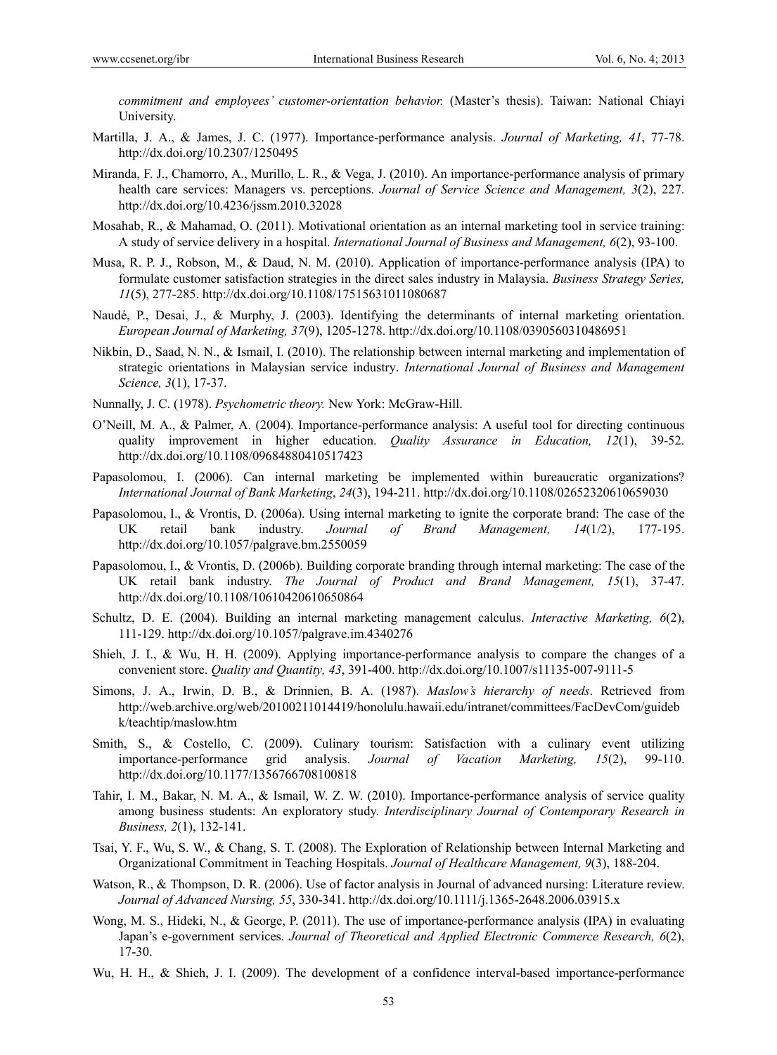*commitment and employees' customer-orientation behavior.* (Master's thesis). Taiwan: National Chiayi University.

Martilla, J. A., & James, J. C. (1977). Importance-performance analysis. *Journal of Marketing, 41*, 77-78. http://dx.doi.org/10.2307/1250495

Miranda, F. J., Chamorro, A., Murillo, L. R., & Vega, J. (2010). An importance-performance analysis of primary health care services: Managers vs. perceptions. *Journal of Service Science and Management, 3*(2), 227. http://dx.doi.org/10.4236/jssm.2010.32028

Mosahab, R., & Mahamad, O. (2011). Motivational orientation as an internal marketing tool in service training: A study of service delivery in a hospital. *International Journal of Business and Management, 6*(2), 93-100.

Musa, R. P. J., Robson, M., & Daud, N. M. (2010). Application of importance-performance analysis (IPA) to formulate customer satisfaction strategies in the direct sales industry in Malaysia. *Business Strategy Series, 11*(5), 277-285. http://dx.doi.org/10.1108/17515631011080687

Naudé, P., Desai, J., & Murphy, J. (2003). Identifying the determinants of internal marketing orientation. *European Journal of Marketing, 37*(9), 1205-1278. http://dx.doi.org/10.1108/0390560310486951

Nikbin, D., Saad, N. N., & Ismail, I. (2010). The relationship between internal marketing and implementation of strategic orientations in Malaysian service industry. *International Journal of Business and Management Science, 3*(1), 17-37.

Nunnally, J. C. (1978). *Psychometric theory.* New York: McGraw-Hill.

O'Neill, M. A., & Palmer, A. (2004). Importance-performance analysis: A useful tool for directing continuous quality improvement in higher education. *Quality Assurance in Education, 12*(1), 39-52. http://dx.doi.org/10.1108/09684880410517423

Papasolomou, I. (2006). Can internal marketing be implemented within bureaucratic organizations? *International Journal of Bank Marketing*, *24*(3), 194-211. http://dx.doi.org/10.1108/02652320610659030

Papasolomou, I., & Vrontis, D. (2006a). Using internal marketing to ignite the corporate brand: The case of the UK retail bank industry. *Journal of Brand Management, 14*(1/2), 177-195. http://dx.doi.org/10.1057/palgrave.bm.2550059

Papasolomou, I., & Vrontis, D. (2006b). Building corporate branding through internal marketing: The case of the UK retail bank industry. *The Journal of Product and Brand Management, 15*(1), 37-47. http://dx.doi.org/10.1108/10610420610650864

Schultz, D. E. (2004). Building an internal marketing management calculus. *Interactive Marketing, 6*(2), 111-129. http://dx.doi.org/10.1057/palgrave.im.4340276

Shieh, J. I., & Wu, H. H. (2009). Applying importance-performance analysis to compare the changes of a convenient store. *Quality and Quantity, 43*, 391-400. http://dx.doi.org/10.1007/s11135-007-9111-5

Simons, J. A., Irwin, D. B., & Drinnien, B. A. (1987). *Maslow's hierarchy of needs*. Retrieved from http://web.archive.org/web/20100211014419/honolulu.hawaii.edu/intranet/committees/FacDevCom/guidebk/teachtip/maslow.htm

Smith, S., & Costello, C. (2009). Culinary tourism: Satisfaction with a culinary event utilizing importance-performance grid analysis. *Journal of Vacation Marketing, 15*(2), 99-110. http://dx.doi.org/10.1177/1356766708100818

Tahir, I. M., Bakar, N. M. A., & Ismail, W. Z. W. (2010). Importance-performance analysis of service quality among business students: An exploratory study. *Interdisciplinary Journal of Contemporary Research in Business, 2*(1), 132-141.

Tsai, Y. F., Wu, S. W., & Chang, S. T. (2008). The Exploration of Relationship between Internal Marketing and Organizational Commitment in Teaching Hospitals. *Journal of Healthcare Management, 9*(3), 188-204.

Watson, R., & Thompson, D. R. (2006). Use of factor analysis in Journal of advanced nursing: Literature review. *Journal of Advanced Nursing, 55*, 330-341. http://dx.doi.org/10.1111/j.1365-2648.2006.03915.x

Wong, M. S., Hideki, N., & George, P. (2011). The use of importance-performance analysis (IPA) in evaluating Japan's e-government services. *Journal of Theoretical and Applied Electronic Commerce Research, 6*(2), 17-30.

Wu, H. H., & Shieh, J. I. (2009). The development of a confidence interval-based importance-performance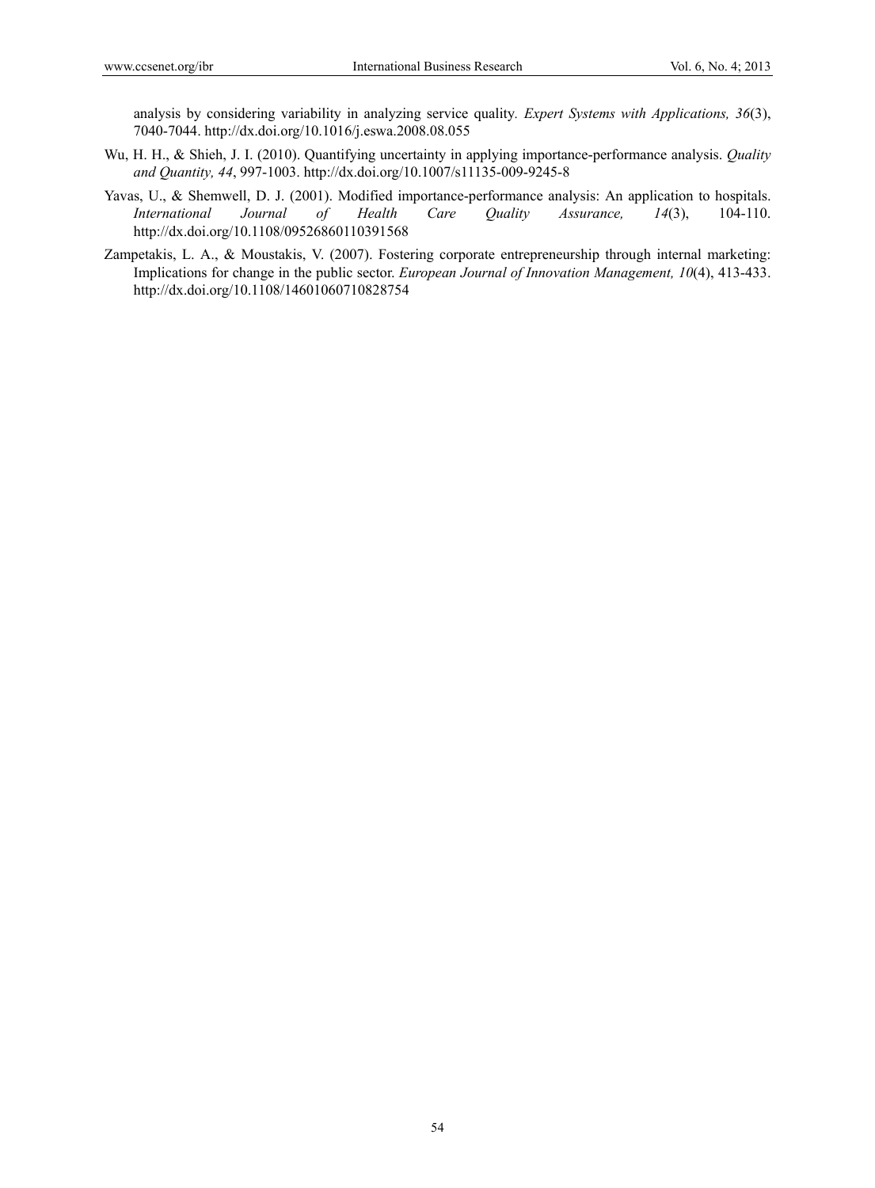analysis by considering variability in analyzing service quality. *Expert Systems with Applications, 36*(3), 7040-7044. http://dx.doi.org/10.1016/j.eswa.2008.08.055

Wu, H. H., & Shieh, J. I. (2010). Quantifying uncertainty in applying importance-performance analysis. *Quality and Quantity, 44*, 997-1003. http://dx.doi.org/10.1007/s11135-009-9245-8

Yavas, U., & Shemwell, D. J. (2001). Modified importance-performance analysis: An application to hospitals. *International Journal of Health Care Quality Assurance, 14*(3), 104-110. http://dx.doi.org/10.1108/09526860110391568

Zampetakis, L. A., & Moustakis, V. (2007). Fostering corporate entrepreneurship through internal marketing: Implications for change in the public sector. *European Journal of Innovation Management, 10*(4), 413-433. http://dx.doi.org/10.1108/14601060710828754